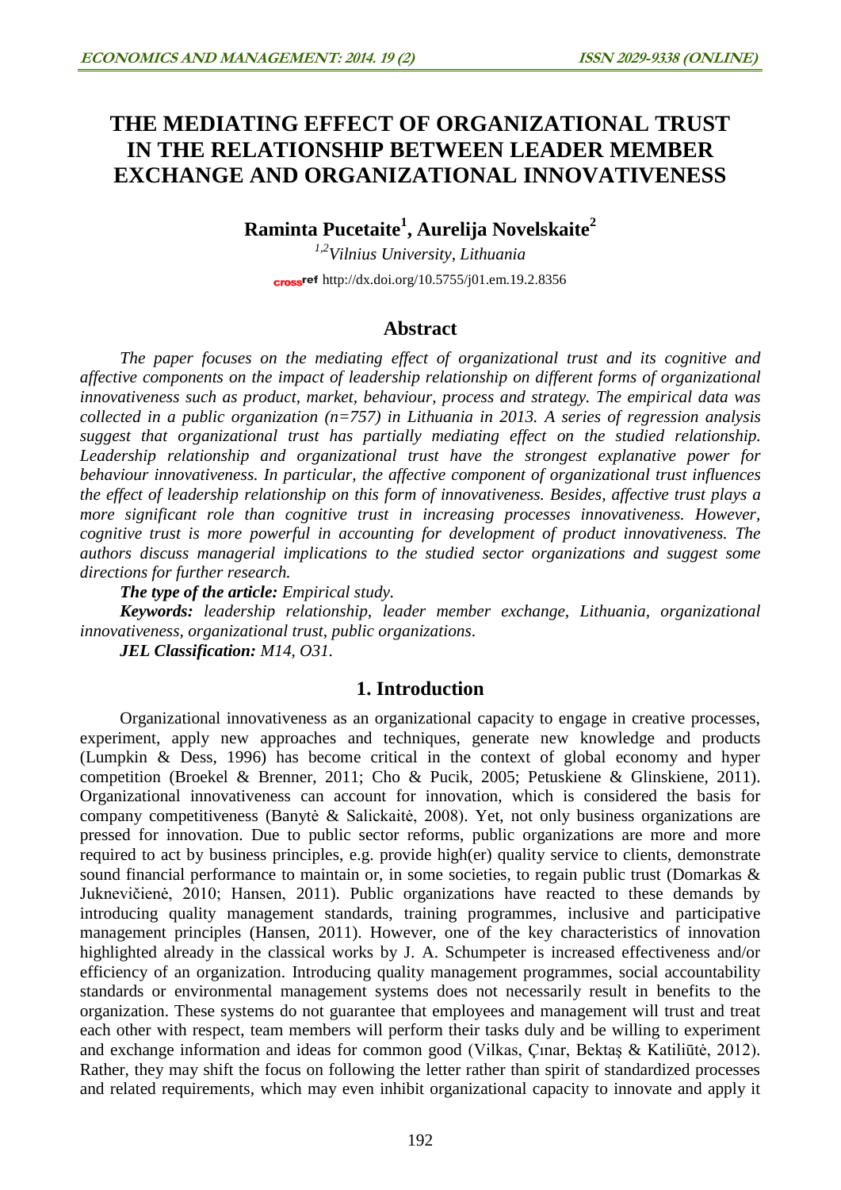# THE MEDIATING EFFECT OF ORGANIZATIONAL TRUST IN THE RELATIONSHIP BETWEEN LEADER MEMBER EXCHANGE AND ORGANIZATIONAL INNOVATIVENESS

**Raminta Pucetaite[1], Aurelija Novelskaite[2]**

*[1,2]Vilnius University, Lithuania*

http://dx.doi.org/10.5755/j01.em.19.2.8356

## Abstract

*The paper focuses on the mediating effect of organizational trust and its cognitive and affective components on the impact of leadership relationship on different forms of organizational innovativeness such as product, market, behaviour, process and strategy. The empirical data was collected in a public organization (n=757) in Lithuania in 2013. A series of regression analysis suggest that organizational trust has partially mediating effect on the studied relationship. Leadership relationship and organizational trust have the strongest explanative power for behaviour innovativeness. In particular, the affective component of organizational trust influences the effect of leadership relationship on this form of innovativeness. Besides, affective trust plays a more significant role than cognitive trust in increasing processes innovativeness. However, cognitive trust is more powerful in accounting for development of product innovativeness. The authors discuss managerial implications to the studied sector organizations and suggest some directions for further research.*

***The type of the article:*** *Empirical study.*

***Keywords:*** *leadership relationship, leader member exchange, Lithuania, organizational innovativeness, organizational trust, public organizations.*

***JEL Classification:*** *M14, O31.*

## 1. Introduction

Organizational innovativeness as an organizational capacity to engage in creative processes, experiment, apply new approaches and techniques, generate new knowledge and products (Lumpkin & Dess, 1996) has become critical in the context of global economy and hyper competition (Broekel & Brenner, 2011; Cho & Pucik, 2005; Petuskiene & Glinskiene, 2011). Organizational innovativeness can account for innovation, which is considered the basis for company competitiveness (Banytė & Salickaitė, 2008). Yet, not only business organizations are pressed for innovation. Due to public sector reforms, public organizations are more and more required to act by business principles, e.g. provide high(er) quality service to clients, demonstrate sound financial performance to maintain or, in some societies, to regain public trust (Domarkas & Juknevičienė, 2010; Hansen, 2011). Public organizations have reacted to these demands by introducing quality management standards, training programmes, inclusive and participative management principles (Hansen, 2011). However, one of the key characteristics of innovation highlighted already in the classical works by J. A. Schumpeter is increased effectiveness and/or efficiency of an organization. Introducing quality management programmes, social accountability standards or environmental management systems does not necessarily result in benefits to the organization. These systems do not guarantee that employees and management will trust and treat each other with respect, team members will perform their tasks duly and be willing to experiment and exchange information and ideas for common good (Vilkas, Çınar, Bektaş & Katiliūtė, 2012). Rather, they may shift the focus on following the letter rather than spirit of standardized processes and related requirements, which may even inhibit organizational capacity to innovate and apply it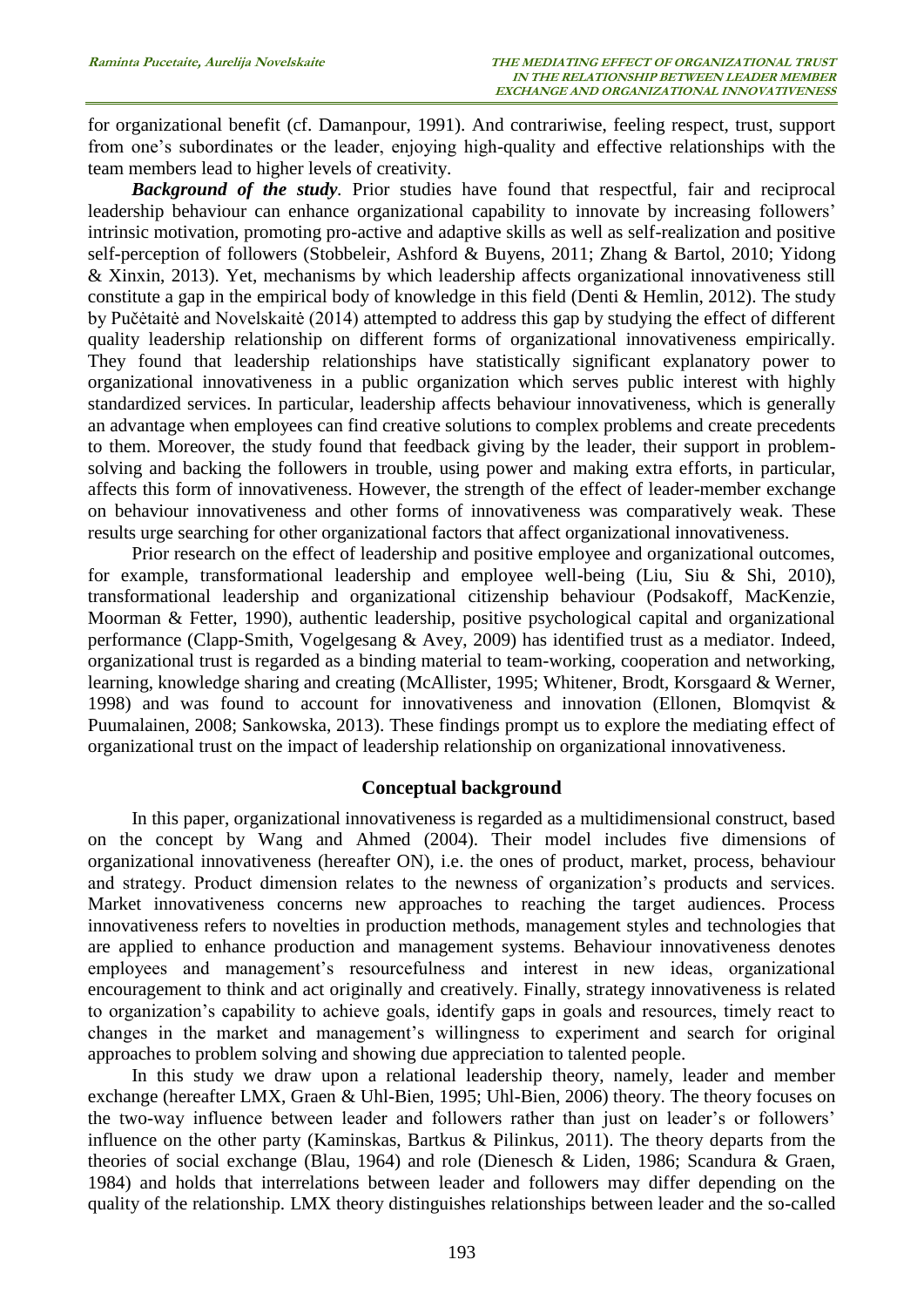for organizational benefit (cf. Damanpour, 1991). And contrariwise, feeling respect, trust, support from one's subordinates or the leader, enjoying high-quality and effective relationships with the team members lead to higher levels of creativity.

***Background of the study*.** Prior studies have found that respectful, fair and reciprocal leadership behaviour can enhance organizational capability to innovate by increasing followers' intrinsic motivation, promoting pro-active and adaptive skills as well as self-realization and positive self-perception of followers (Stobbeleir, Ashford & Buyens, 2011; Zhang & Bartol, 2010; Yidong & Xinxin, 2013). Yet, mechanisms by which leadership affects organizational innovativeness still constitute a gap in the empirical body of knowledge in this field (Denti & Hemlin, 2012). The study by Pučėtaitė and Novelskaitė (2014) attempted to address this gap by studying the effect of different quality leadership relationship on different forms of organizational innovativeness empirically. They found that leadership relationships have statistically significant explanatory power to organizational innovativeness in a public organization which serves public interest with highly standardized services. In particular, leadership affects behaviour innovativeness, which is generally an advantage when employees can find creative solutions to complex problems and create precedents to them. Moreover, the study found that feedback giving by the leader, their support in problem-solving and backing the followers in trouble, using power and making extra efforts, in particular, affects this form of innovativeness. However, the strength of the effect of leader-member exchange on behaviour innovativeness and other forms of innovativeness was comparatively weak. These results urge searching for other organizational factors that affect organizational innovativeness.

Prior research on the effect of leadership and positive employee and organizational outcomes, for example, transformational leadership and employee well-being (Liu, Siu & Shi, 2010), transformational leadership and organizational citizenship behaviour (Podsakoff, MacKenzie, Moorman & Fetter, 1990), authentic leadership, positive psychological capital and organizational performance (Clapp-Smith, Vogelgesang & Avey, 2009) has identified trust as a mediator. Indeed, organizational trust is regarded as a binding material to team-working, cooperation and networking, learning, knowledge sharing and creating (McAllister, 1995; Whitener, Brodt, Korsgaard & Werner, 1998) and was found to account for innovativeness and innovation (Ellonen, Blomqvist & Puumalainen, 2008; Sankowska, 2013). These findings prompt us to explore the mediating effect of organizational trust on the impact of leadership relationship on organizational innovativeness.

## Conceptual background

In this paper, organizational innovativeness is regarded as a multidimensional construct, based on the concept by Wang and Ahmed (2004). Their model includes five dimensions of organizational innovativeness (hereafter ON), i.e. the ones of product, market, process, behaviour and strategy. Product dimension relates to the newness of organization's products and services. Market innovativeness concerns new approaches to reaching the target audiences. Process innovativeness refers to novelties in production methods, management styles and technologies that are applied to enhance production and management systems. Behaviour innovativeness denotes employees and management's resourcefulness and interest in new ideas, organizational encouragement to think and act originally and creatively. Finally, strategy innovativeness is related to organization's capability to achieve goals, identify gaps in goals and resources, timely react to changes in the market and management's willingness to experiment and search for original approaches to problem solving and showing due appreciation to talented people.

In this study we draw upon a relational leadership theory, namely, leader and member exchange (hereafter LMX, Graen & Uhl-Bien, 1995; Uhl-Bien, 2006) theory. The theory focuses on the two-way influence between leader and followers rather than just on leader's or followers' influence on the other party (Kaminskas, Bartkus & Pilinkus, 2011). The theory departs from the theories of social exchange (Blau, 1964) and role (Dienesch & Liden, 1986; Scandura & Graen, 1984) and holds that interrelations between leader and followers may differ depending on the quality of the relationship. LMX theory distinguishes relationships between leader and the so-called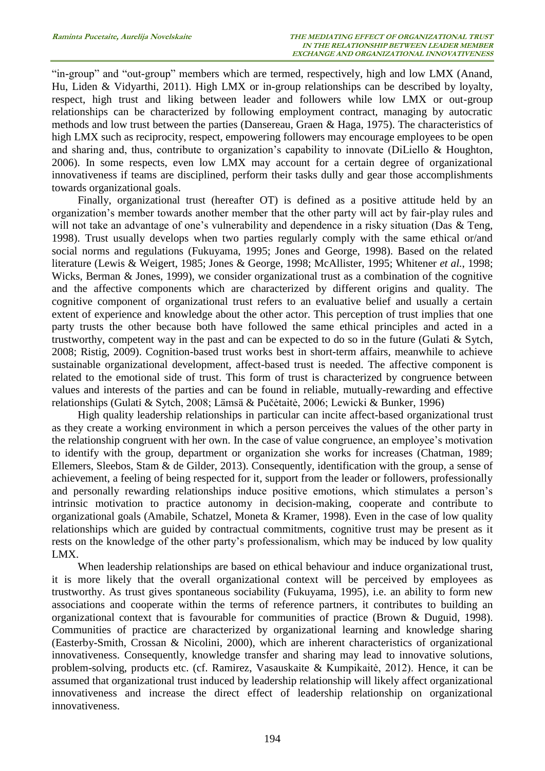"in-group" and "out-group" members which are termed, respectively, high and low LMX (Anand, Hu, Liden & Vidyarthi, 2011). High LMX or in-group relationships can be described by loyalty, respect, high trust and liking between leader and followers while low LMX or out-group relationships can be characterized by following employment contract, managing by autocratic methods and low trust between the parties (Dansereau, Graen & Haga, 1975). The characteristics of high LMX such as reciprocity, respect, empowering followers may encourage employees to be open and sharing and, thus, contribute to organization's capability to innovate (DiLiello & Houghton, 2006). In some respects, even low LMX may account for a certain degree of organizational innovativeness if teams are disciplined, perform their tasks dully and gear those accomplishments towards organizational goals.

Finally, organizational trust (hereafter OT) is defined as a positive attitude held by an organization's member towards another member that the other party will act by fair-play rules and will not take an advantage of one's vulnerability and dependence in a risky situation (Das & Teng, 1998). Trust usually develops when two parties regularly comply with the same ethical or/and social norms and regulations (Fukuyama, 1995; Jones and George, 1998). Based on the related literature (Lewis & Weigert, 1985; Jones & George, 1998; McAllister, 1995; Whitener *et al.*, 1998; Wicks, Berman & Jones, 1999), we consider organizational trust as a combination of the cognitive and the affective components which are characterized by different origins and quality. The cognitive component of organizational trust refers to an evaluative belief and usually a certain extent of experience and knowledge about the other actor. This perception of trust implies that one party trusts the other because both have followed the same ethical principles and acted in a trustworthy, competent way in the past and can be expected to do so in the future (Gulati & Sytch, 2008; Ristig, 2009). Cognition-based trust works best in short-term affairs, meanwhile to achieve sustainable organizational development, affect-based trust is needed. The affective component is related to the emotional side of trust. This form of trust is characterized by congruence between values and interests of the parties and can be found in reliable, mutually-rewarding and effective relationships (Gulati & Sytch, 2008; Lämsä & Pučėtaitė, 2006; Lewicki & Bunker, 1996)

High quality leadership relationships in particular can incite affect-based organizational trust as they create a working environment in which a person perceives the values of the other party in the relationship congruent with her own. In the case of value congruence, an employee's motivation to identify with the group, department or organization she works for increases (Chatman, 1989; Ellemers, Sleebos, Stam & de Gilder, 2013). Consequently, identification with the group, a sense of achievement, a feeling of being respected for it, support from the leader or followers, professionally and personally rewarding relationships induce positive emotions, which stimulates a person's intrinsic motivation to practice autonomy in decision-making, cooperate and contribute to organizational goals (Amabile, Schatzel, Moneta & Kramer, 1998). Even in the case of low quality relationships which are guided by contractual commitments, cognitive trust may be present as it rests on the knowledge of the other party's professionalism, which may be induced by low quality LMX.

When leadership relationships are based on ethical behaviour and induce organizational trust, it is more likely that the overall organizational context will be perceived by employees as trustworthy. As trust gives spontaneous sociability (Fukuyama, 1995), i.e. an ability to form new associations and cooperate within the terms of reference partners, it contributes to building an organizational context that is favourable for communities of practice (Brown & Duguid, 1998). Communities of practice are characterized by organizational learning and knowledge sharing (Easterby-Smith, Crossan & Nicolini, 2000), which are inherent characteristics of organizational innovativeness. Consequently, knowledge transfer and sharing may lead to innovative solutions, problem-solving, products etc. (cf. Ramirez, Vasauskaite & Kumpikaitė, 2012). Hence, it can be assumed that organizational trust induced by leadership relationship will likely affect organizational innovativeness and increase the direct effect of leadership relationship on organizational innovativeness.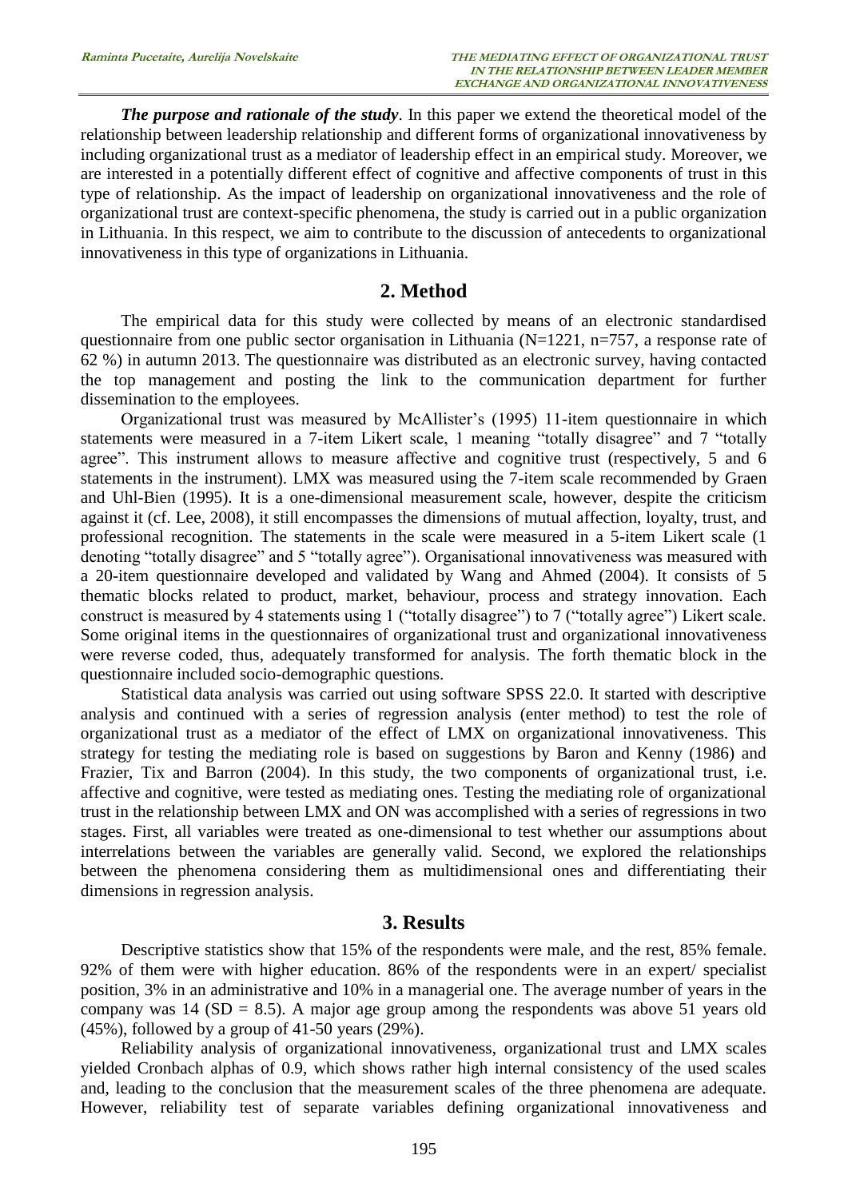***The purpose and rationale of the study***. In this paper we extend the theoretical model of the relationship between leadership relationship and different forms of organizational innovativeness by including organizational trust as a mediator of leadership effect in an empirical study. Moreover, we are interested in a potentially different effect of cognitive and affective components of trust in this type of relationship. As the impact of leadership on organizational innovativeness and the role of organizational trust are context-specific phenomena, the study is carried out in a public organization in Lithuania. In this respect, we aim to contribute to the discussion of antecedents to organizational innovativeness in this type of organizations in Lithuania.

## 2. Method

The empirical data for this study were collected by means of an electronic standardised questionnaire from one public sector organisation in Lithuania (N=1221, n=757, a response rate of 62 %) in autumn 2013. The questionnaire was distributed as an electronic survey, having contacted the top management and posting the link to the communication department for further dissemination to the employees.

Organizational trust was measured by McAllister's (1995) 11-item questionnaire in which statements were measured in a 7-item Likert scale, 1 meaning "totally disagree" and 7 "totally agree". This instrument allows to measure affective and cognitive trust (respectively, 5 and 6 statements in the instrument). LMX was measured using the 7-item scale recommended by Graen and Uhl-Bien (1995). It is a one-dimensional measurement scale, however, despite the criticism against it (cf. Lee, 2008), it still encompasses the dimensions of mutual affection, loyalty, trust, and professional recognition. The statements in the scale were measured in a 5-item Likert scale (1 denoting "totally disagree" and 5 "totally agree"). Organisational innovativeness was measured with a 20-item questionnaire developed and validated by Wang and Ahmed (2004). It consists of 5 thematic blocks related to product, market, behaviour, process and strategy innovation. Each construct is measured by 4 statements using 1 ("totally disagree") to 7 ("totally agree") Likert scale. Some original items in the questionnaires of organizational trust and organizational innovativeness were reverse coded, thus, adequately transformed for analysis. The forth thematic block in the questionnaire included socio-demographic questions.

Statistical data analysis was carried out using software SPSS 22.0. It started with descriptive analysis and continued with a series of regression analysis (enter method) to test the role of organizational trust as a mediator of the effect of LMX on organizational innovativeness. This strategy for testing the mediating role is based on suggestions by Baron and Kenny (1986) and Frazier, Tix and Barron (2004). In this study, the two components of organizational trust, i.e. affective and cognitive, were tested as mediating ones. Testing the mediating role of organizational trust in the relationship between LMX and ON was accomplished with a series of regressions in two stages. First, all variables were treated as one-dimensional to test whether our assumptions about interrelations between the variables are generally valid. Second, we explored the relationships between the phenomena considering them as multidimensional ones and differentiating their dimensions in regression analysis.

## 3. Results

Descriptive statistics show that 15% of the respondents were male, and the rest, 85% female. 92% of them were with higher education. 86% of the respondents were in an expert/ specialist position, 3% in an administrative and 10% in a managerial one. The average number of years in the company was 14 (SD = 8.5). A major age group among the respondents was above 51 years old (45%), followed by a group of 41-50 years (29%).

Reliability analysis of organizational innovativeness, organizational trust and LMX scales yielded Cronbach alphas of 0.9, which shows rather high internal consistency of the used scales and, leading to the conclusion that the measurement scales of the three phenomena are adequate. However, reliability test of separate variables defining organizational innovativeness and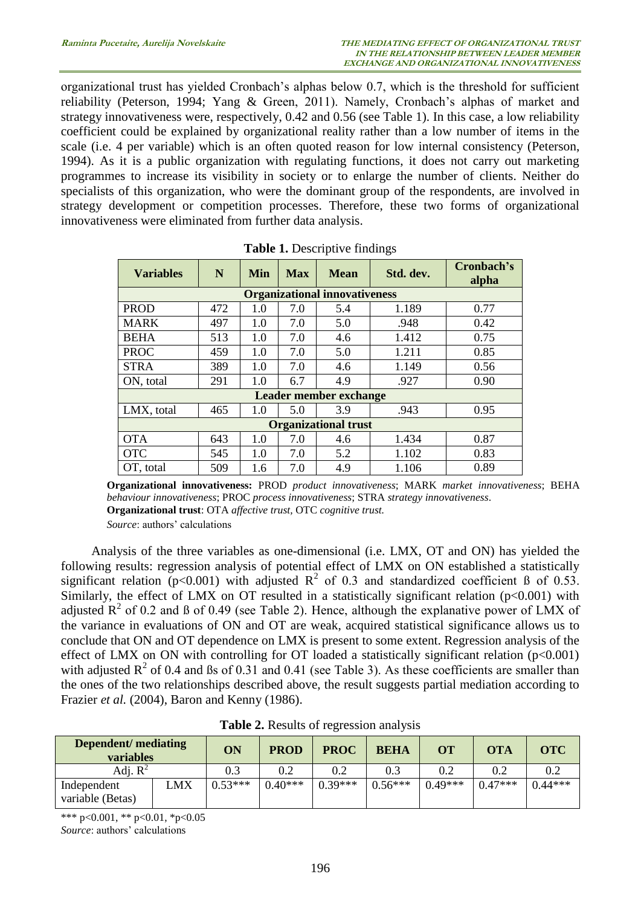organizational trust has yielded Cronbach's alphas below 0.7, which is the threshold for sufficient reliability (Peterson, 1994; Yang & Green, 2011). Namely, Cronbach's alphas of market and strategy innovativeness were, respectively, 0.42 and 0.56 (see Table 1). In this case, a low reliability coefficient could be explained by organizational reality rather than a low number of items in the scale (i.e. 4 per variable) which is an often quoted reason for low internal consistency (Peterson, 1994). As it is a public organization with regulating functions, it does not carry out marketing programmes to increase its visibility in society or to enlarge the number of clients. Neither do specialists of this organization, who were the dominant group of the respondents, are involved in strategy development or competition processes. Therefore, these two forms of organizational innovativeness were eliminated from further data analysis.

**Table 1.** Descriptive findings

| Variables | N | Min | Max | Mean | Std. dev. | Cronbach's alpha |
|---|---|---|---|---|---|---|
| **Organizational innovativeness** | | | | | | |
| PROD | 472 | 1.0 | 7.0 | 5.4 | 1.189 | 0.77 |
| MARK | 497 | 1.0 | 7.0 | 5.0 | .948 | 0.42 |
| BEHA | 513 | 1.0 | 7.0 | 4.6 | 1.412 | 0.75 |
| PROC | 459 | 1.0 | 7.0 | 5.0 | 1.211 | 0.85 |
| STRA | 389 | 1.0 | 7.0 | 4.6 | 1.149 | 0.56 |
| ON, total | 291 | 1.0 | 6.7 | 4.9 | .927 | 0.90 |
| **Leader member exchange** | | | | | | |
| LMX, total | 465 | 1.0 | 5.0 | 3.9 | .943 | 0.95 |
| **Organizational trust** | | | | | | |
| OTA | 643 | 1.0 | 7.0 | 4.6 | 1.434 | 0.87 |
| OTC | 545 | 1.0 | 7.0 | 5.2 | 1.102 | 0.83 |
| OT, total | 509 | 1.6 | 7.0 | 4.9 | 1.106 | 0.89 |

**Organizational innovativeness:** PROD *product innovativeness*; MARK *market innovativeness*; BEHA *behaviour innovativeness*; PROC *process innovativeness*; STRA *strategy innovativeness*.
**Organizational trust**: OTA *affective trust*, OTC *cognitive trust.*
*Source*: authors' calculations

Analysis of the three variables as one-dimensional (i.e. LMX, OT and ON) has yielded the following results: regression analysis of potential effect of LMX on ON established a statistically significant relation ($p<0.001$) with adjusted $R^2$ of 0.3 and standardized coefficient ß of 0.53. Similarly, the effect of LMX on OT resulted in a statistically significant relation ($p<0.001$) with adjusted $R^2$ of 0.2 and ß of 0.49 (see Table 2). Hence, although the explanative power of LMX of the variance in evaluations of ON and OT are weak, acquired statistical significance allows us to conclude that ON and OT dependence on LMX is present to some extent. Regression analysis of the effect of LMX on ON with controlling for OT loaded a statistically significant relation ($p<0.001$) with adjusted $R^2$ of 0.4 and ßs of 0.31 and 0.41 (see Table 3). As these coefficients are smaller than the ones of the two relationships described above, the result suggests partial mediation according to Frazier *et al.* (2004), Baron and Kenny (1986).

**Table 2.** Results of regression analysis

| Dependent/ mediating variables | | ON | PROD | PROC | BEHA | OT | OTA | OTC |
|---|---|---|---|---|---|---|---|---|
| Adj. $R^2$ | | 0.3 | 0.2 | 0.2 | 0.3 | 0.2 | 0.2 | 0.2 |
| Independent variable (Betas) | LMX | 0.53*** | 0.40*** | 0.39*** | 0.56*** | 0.49*** | 0.47*** | 0.44*** |

*** p<0.001, ** p<0.01, *p<0.05
*Source*: authors' calculations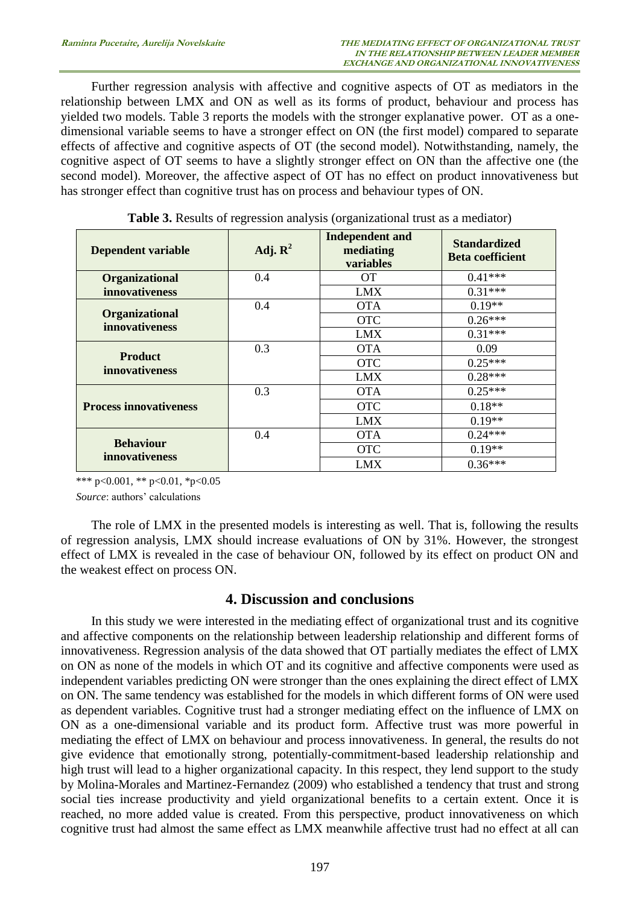Further regression analysis with affective and cognitive aspects of OT as mediators in the relationship between LMX and ON as well as its forms of product, behaviour and process has yielded two models. Table 3 reports the models with the stronger explanative power. OT as a one-dimensional variable seems to have a stronger effect on ON (the first model) compared to separate effects of affective and cognitive aspects of OT (the second model). Notwithstanding, namely, the cognitive aspect of OT seems to have a slightly stronger effect on ON than the affective one (the second model). Moreover, the affective aspect of OT has no effect on product innovativeness but has stronger effect than cognitive trust has on process and behaviour types of ON.

**Table 3.** Results of regression analysis (organizational trust as a mediator)

| Dependent variable | Adj. $R^2$ | Independent and mediating variables | Standardized Beta coefficient |
|---|---|---|---|
| Organizational innovativeness | 0.4 | OT | 0.41*** |
| | | LMX | 0.31*** |
| Organizational innovativeness | 0.4 | OTA | 0.19** |
| | | OTC | 0.26*** |
| | | LMX | 0.31*** |
| Product innovativeness | 0.3 | OTA | 0.09 |
| | | OTC | 0.25*** |
| | | LMX | 0.28*** |
| Process innovativeness | 0.3 | OTA | 0.25*** |
| | | OTC | 0.18** |
| | | LMX | 0.19** |
| Behaviour innovativeness | 0.4 | OTA | 0.24*** |
| | | OTC | 0.19** |
| | | LMX | 0.36*** |

*** p<0.001, ** p<0.01, *p<0.05

*Source*: authors' calculations

The role of LMX in the presented models is interesting as well. That is, following the results of regression analysis, LMX should increase evaluations of ON by 31%. However, the strongest effect of LMX is revealed in the case of behaviour ON, followed by its effect on product ON and the weakest effect on process ON.

## 4. Discussion and conclusions

In this study we were interested in the mediating effect of organizational trust and its cognitive and affective components on the relationship between leadership relationship and different forms of innovativeness. Regression analysis of the data showed that OT partially mediates the effect of LMX on ON as none of the models in which OT and its cognitive and affective components were used as independent variables predicting ON were stronger than the ones explaining the direct effect of LMX on ON. The same tendency was established for the models in which different forms of ON were used as dependent variables. Cognitive trust had a stronger mediating effect on the influence of LMX on ON as a one-dimensional variable and its product form. Affective trust was more powerful in mediating the effect of LMX on behaviour and process innovativeness. In general, the results do not give evidence that emotionally strong, potentially-commitment-based leadership relationship and high trust will lead to a higher organizational capacity. In this respect, they lend support to the study by Molina-Morales and Martinez-Fernandez (2009) who established a tendency that trust and strong social ties increase productivity and yield organizational benefits to a certain extent. Once it is reached, no more added value is created. From this perspective, product innovativeness on which cognitive trust had almost the same effect as LMX meanwhile affective trust had no effect at all can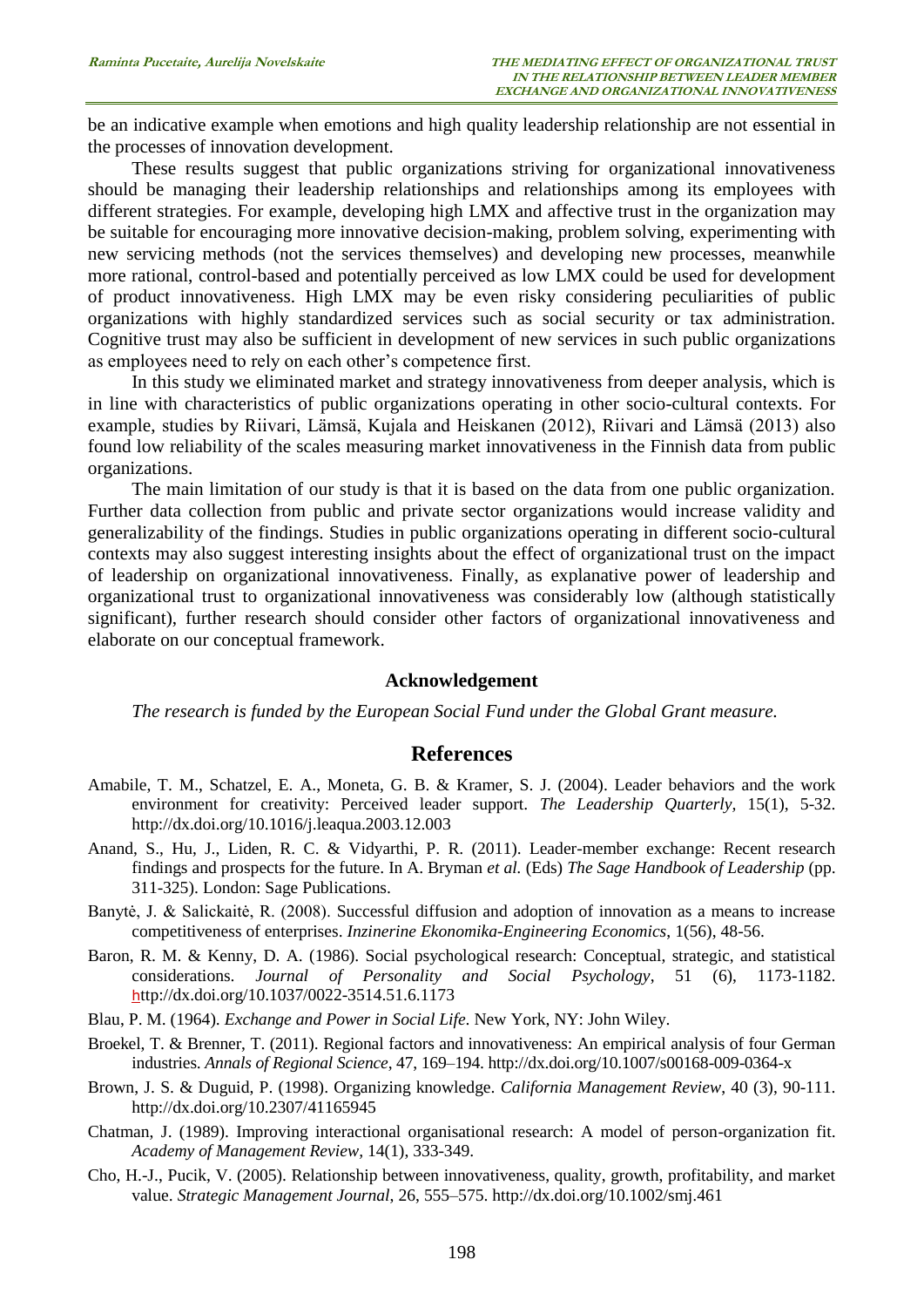be an indicative example when emotions and high quality leadership relationship are not essential in the processes of innovation development.

These results suggest that public organizations striving for organizational innovativeness should be managing their leadership relationships and relationships among its employees with different strategies. For example, developing high LMX and affective trust in the organization may be suitable for encouraging more innovative decision-making, problem solving, experimenting with new servicing methods (not the services themselves) and developing new processes, meanwhile more rational, control-based and potentially perceived as low LMX could be used for development of product innovativeness. High LMX may be even risky considering peculiarities of public organizations with highly standardized services such as social security or tax administration. Cognitive trust may also be sufficient in development of new services in such public organizations as employees need to rely on each other's competence first.

In this study we eliminated market and strategy innovativeness from deeper analysis, which is in line with characteristics of public organizations operating in other socio-cultural contexts. For example, studies by Riivari, Lämsä, Kujala and Heiskanen (2012), Riivari and Lämsä (2013) also found low reliability of the scales measuring market innovativeness in the Finnish data from public organizations.

The main limitation of our study is that it is based on the data from one public organization. Further data collection from public and private sector organizations would increase validity and generalizability of the findings. Studies in public organizations operating in different socio-cultural contexts may also suggest interesting insights about the effect of organizational trust on the impact of leadership on organizational innovativeness. Finally, as explanative power of leadership and organizational trust to organizational innovativeness was considerably low (although statistically significant), further research should consider other factors of organizational innovativeness and elaborate on our conceptual framework.

### Acknowledgement

*The research is funded by the European Social Fund under the Global Grant measure.*

## References

Amabile, T. M., Schatzel, E. A., Moneta, G. B. & Kramer, S. J. (2004). Leader behaviors and the work environment for creativity: Perceived leader support. *The Leadership Quarterly,* 15(1), 5-32. http://dx.doi.org/10.1016/j.leaqua.2003.12.003

Anand, S., Hu, J., Liden, R. C. & Vidyarthi, P. R. (2011). Leader-member exchange: Recent research findings and prospects for the future. In A. Bryman *et al.* (Eds) *The Sage Handbook of Leadership* (pp. 311-325). London: Sage Publications.

Banytė, J. & Salickaitė, R. (2008). Successful diffusion and adoption of innovation as a means to increase competitiveness of enterprises. *Inzinerine Ekonomika-Engineering Economics*, 1(56), 48-56.

Baron, R. M. & Kenny, D. A. (1986). Social psychological research: Conceptual, strategic, and statistical considerations. *Journal of Personality and Social Psychology*, 51 (6), 1173-1182. http://dx.doi.org/10.1037/0022-3514.51.6.1173

Blau, P. M. (1964). *Exchange and Power in Social Life*. New York, NY: John Wiley.

Broekel, T. & Brenner, T. (2011). Regional factors and innovativeness: An empirical analysis of four German industries. *Annals of Regional Science*, 47, 169–194. http://dx.doi.org/10.1007/s00168-009-0364-x

Brown, J. S. & Duguid, P. (1998). Organizing knowledge. *California Management Review*, 40 (3), 90-111. http://dx.doi.org/10.2307/41165945

Chatman, J. (1989). Improving interactional organisational research: A model of person-organization fit. *Academy of Management Review*, 14(1), 333-349.

Cho, H.-J., Pucik, V. (2005). Relationship between innovativeness, quality, growth, profitability, and market value. *Strategic Management Journal*, 26, 555–575. http://dx.doi.org/10.1002/smj.461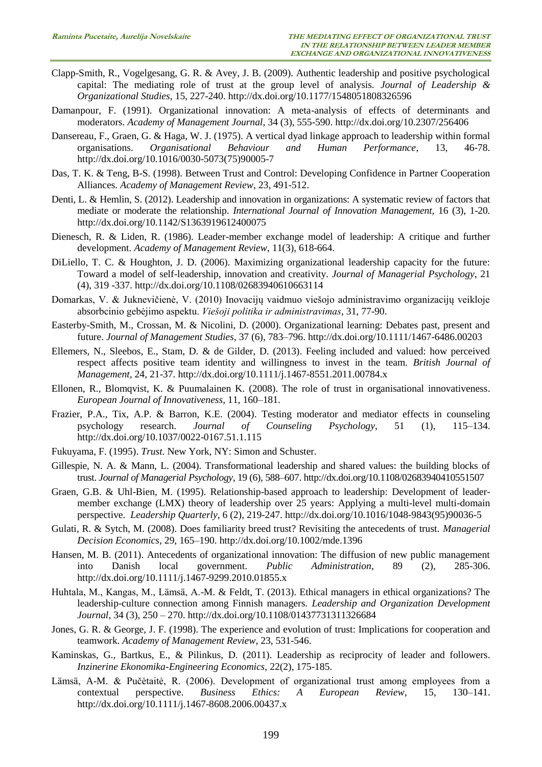Clapp-Smith, R., Vogelgesang, G. R. & Avey, J. B. (2009). Authentic leadership and positive psychological capital: The mediating role of trust at the group level of analysis. *Journal of Leadership & Organizational Studies*, 15, 227-240. http://dx.doi.org/10.1177/1548051808326596

Damanpour, F. (1991). Organizational innovation: A meta-analysis of effects of determinants and moderators. *Academy of Management Journal*, 34 (3), 555-590. http://dx.doi.org/10.2307/256406

Dansereau, F., Graen, G. & Haga, W. J. (1975). A vertical dyad linkage approach to leadership within formal organisations. *Organisational Behaviour and Human Performance*, 13, 46-78. http://dx.doi.org/10.1016/0030-5073(75)90005-7

Das, T. K. & Teng, B-S. (1998). Between Trust and Control: Developing Confidence in Partner Cooperation Alliances. *Academy of Management Review*, 23, 491-512.

Denti, L. & Hemlin, S. (2012). Leadership and innovation in organizations: A systematic review of factors that mediate or moderate the relationship. *International Journal of Innovation Management,* 16 (3), 1-20. http://dx.doi.org/10.1142/S1363919612400075

Dienesch, R. & Liden, R. (1986). Leader-member exchange model of leadership: A critique and further development. *Academy of Management Review*, 11(3), 618-664.

DiLiello, T. C. & Houghton, J. D. (2006). Maximizing organizational leadership capacity for the future: Toward a model of self-leadership, innovation and creativity. *Journal of Managerial Psychology*, 21 (4), 319 -337. http://dx.doi.org/10.1108/02683940610663114

Domarkas, V. & Juknevičienė, V. (2010) Inovacijų vaidmuo viešojo administravimo organizacijų veikloje absorbcinio gebėjimo aspektu. *Viešoji politika ir administravimas*, 31, 77-90.

Easterby-Smith, M., Crossan, M. & Nicolini, D. (2000). Organizational learning: Debates past, present and future. *Journal of Management Studies*, 37 (6), 783–796. http://dx.doi.org/10.1111/1467-6486.00203

Ellemers, N., Sleebos, E., Stam, D. & de Gilder, D. (2013). Feeling included and valued: how perceived respect affects positive team identity and willingness to invest in the team. *British Journal of Management*, 24, 21-37. http://dx.doi.org/10.1111/j.1467-8551.2011.00784.x

Ellonen, R., Blomqvist, K. & Puumalainen K. (2008). The role of trust in organisational innovativeness. *European Journal of Innovativeness*, 11, 160–181.

Frazier, P.A., Tix, A.P. & Barron, K.E. (2004). Testing moderator and mediator effects in counseling psychology research. *Journal of Counseling Psychology*, 51 (1), 115–134. http://dx.doi.org/10.1037/0022-0167.51.1.115

Fukuyama, F. (1995). *Trust*. New York, NY: Simon and Schuster.

Gillespie, N. A. & Mann, L. (2004). Transformational leadership and shared values: the building blocks of trust. *Journal of Managerial Psychology*, 19 (6), 588–607. http://dx.doi.org/10.1108/02683940410551507

Graen, G.B. & Uhl-Bien, M. (1995). Relationship-based approach to leadership: Development of leader-member exchange (LMX) theory of leadership over 25 years: Applying a multi-level multi-domain perspective. *Leadership Quarterly*, 6 (2), 219-247. http://dx.doi.org/10.1016/1048-9843(95)90036-5

Gulati, R. & Sytch, M. (2008). Does familiarity breed trust? Revisiting the antecedents of trust. *Managerial Decision Economics*, 29, 165–190. http://dx.doi.org/10.1002/mde.1396

Hansen, M. B. (2011). Antecedents of organizational innovation: The diffusion of new public management into Danish local government. *Public Administration*, 89 (2), 285-306. http://dx.doi.org/10.1111/j.1467-9299.2010.01855.x

Huhtala, M., Kangas, M., Lämsä, A.-M. & Feldt, T. (2013). Ethical managers in ethical organizations? The leadership-culture connection among Finnish managers. *Leadership and Organization Development Journal*, 34 (3), 250 – 270. http://dx.doi.org/10.1108/01437731311326684

Jones, G. R. & George, J. F. (1998). The experience and evolution of trust: Implications for cooperation and teamwork. *Academy of Management Review*, 23, 531-546.

Kaminskas, G., Bartkus, E., & Pilinkus, D. (2011). Leadership as reciprocity of leader and followers. *Inzinerine Ekonomika-Engineering Economics*, 22(2), 175-185.

Lämsä, A-M. & Pučėtaitė, R. (2006). Development of organizational trust among employees from a contextual perspective. *Business Ethics: A European Review*, 15, 130–141. http://dx.doi.org/10.1111/j.1467-8608.2006.00437.x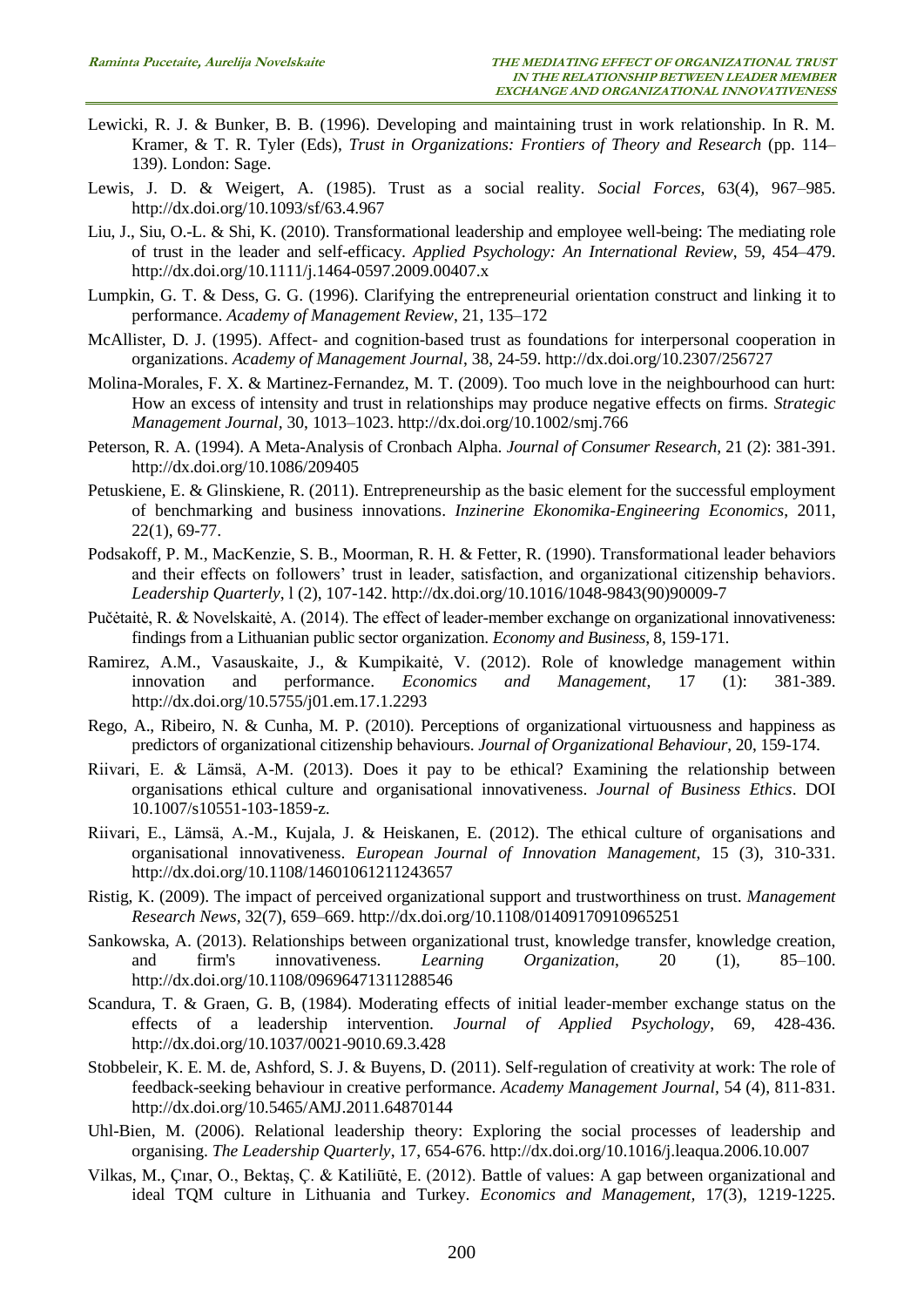Lewicki, R. J. & Bunker, B. B. (1996). Developing and maintaining trust in work relationship. In R. M. Kramer, & T. R. Tyler (Eds), *Trust in Organizations: Frontiers of Theory and Research* (pp. 114–139). London: Sage.

Lewis, J. D. & Weigert, A. (1985). Trust as a social reality. *Social Forces*, 63(4), 967–985. http://dx.doi.org/10.1093/sf/63.4.967

Liu, J., Siu, O.-L. & Shi, K. (2010). Transformational leadership and employee well-being: The mediating role of trust in the leader and self-efficacy. *Applied Psychology: An International Review*, 59, 454–479. http://dx.doi.org/10.1111/j.1464-0597.2009.00407.x

Lumpkin, G. T. & Dess, G. G. (1996). Clarifying the entrepreneurial orientation construct and linking it to performance. *Academy of Management Review*, 21, 135–172

McAllister, D. J. (1995). Affect- and cognition-based trust as foundations for interpersonal cooperation in organizations. *Academy of Management Journal*, 38, 24-59. http://dx.doi.org/10.2307/256727

Molina-Morales, F. X. & Martinez-Fernandez, M. T. (2009). Too much love in the neighbourhood can hurt: How an excess of intensity and trust in relationships may produce negative effects on firms. *Strategic Management Journal*, 30, 1013–1023. http://dx.doi.org/10.1002/smj.766

Peterson, R. A. (1994). A Meta-Analysis of Cronbach Alpha. *Journal of Consumer Research*, 21 (2): 381-391. http://dx.doi.org/10.1086/209405

Petuskiene, E. & Glinskiene, R. (2011). Entrepreneurship as the basic element for the successful employment of benchmarking and business innovations. *Inzinerine Ekonomika-Engineering Economics*, 2011, 22(1), 69-77.

Podsakoff, P. M., MacKenzie, S. B., Moorman, R. H. & Fetter, R. (1990). Transformational leader behaviors and their effects on followers' trust in leader, satisfaction, and organizational citizenship behaviors. *Leadership Quarterly*, l (2), 107-142. http://dx.doi.org/10.1016/1048-9843(90)90009-7

Pučėtaitė, R. & Novelskaitė, A. (2014). The effect of leader-member exchange on organizational innovativeness: findings from a Lithuanian public sector organization. *Economy and Business*, 8, 159-171.

Ramirez, A.M., Vasauskaite, J., & Kumpikaitė, V. (2012). Role of knowledge management within innovation and performance. *Economics and Management*, 17 (1): 381-389. http://dx.doi.org/10.5755/j01.em.17.1.2293

Rego, A., Ribeiro, N. & Cunha, M. P. (2010). Perceptions of organizational virtuousness and happiness as predictors of organizational citizenship behaviours. *Journal of Organizational Behaviour*, 20, 159-174.

Riivari, E. & Lämsä, A-M. (2013). Does it pay to be ethical? Examining the relationship between organisations ethical culture and organisational innovativeness. *Journal of Business Ethics*. DOI 10.1007/s10551-103-1859-z.

Riivari, E., Lämsä, A.-M., Kujala, J. & Heiskanen, E. (2012). The ethical culture of organisations and organisational innovativeness. *European Journal of Innovation Management*, 15 (3), 310-331. http://dx.doi.org/10.1108/14601061211243657

Ristig, K. (2009). The impact of perceived organizational support and trustworthiness on trust. *Management Research News*, 32(7), 659–669. http://dx.doi.org/10.1108/01409170910965251

Sankowska, A. (2013). Relationships between organizational trust, knowledge transfer, knowledge creation, and firm's innovativeness. *Learning Organization*, 20 (1), 85–100. http://dx.doi.org/10.1108/09696471311288546

Scandura, T. & Graen, G. B, (1984). Moderating effects of initial leader-member exchange status on the effects of a leadership intervention. *Journal of Applied Psychology*, 69, 428-436. http://dx.doi.org/10.1037/0021-9010.69.3.428

Stobbeleir, K. E. M. de, Ashford, S. J. & Buyens, D. (2011). Self-regulation of creativity at work: The role of feedback-seeking behaviour in creative performance. *Academy Management Journal*, 54 (4), 811-831. http://dx.doi.org/10.5465/AMJ.2011.64870144

Uhl-Bien, M. (2006). Relational leadership theory: Exploring the social processes of leadership and organising. *The Leadership Quarterly*, 17, 654-676. http://dx.doi.org/10.1016/j.leaqua.2006.10.007

Vilkas, M., Çınar, O., Bektaş, Ç. & Katiliūtė, E. (2012). Battle of values: A gap between organizational and ideal TQM culture in Lithuania and Turkey. *Economics and Management*, 17(3), 1219-1225.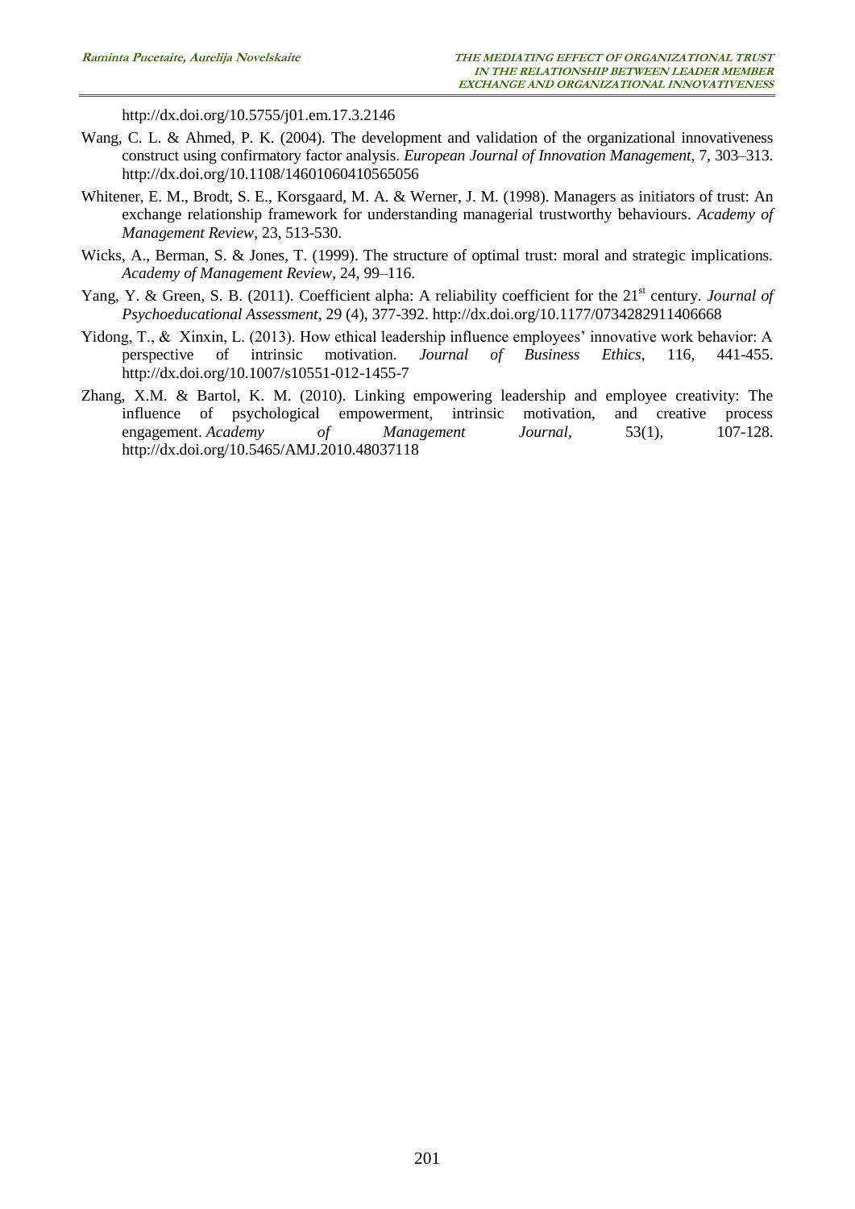http://dx.doi.org/10.5755/j01.em.17.3.2146

Wang, C. L. & Ahmed, P. K. (2004). The development and validation of the organizational innovativeness construct using confirmatory factor analysis. *European Journal of Innovation Management*, 7, 303–313. http://dx.doi.org/10.1108/14601060410565056

Whitener, E. M., Brodt, S. E., Korsgaard, M. A. & Werner, J. M. (1998). Managers as initiators of trust: An exchange relationship framework for understanding managerial trustworthy behaviours. *Academy of Management Review*, 23, 513-530.

Wicks, A., Berman, S. & Jones, T. (1999). The structure of optimal trust: moral and strategic implications. *Academy of Management Review*, 24, 99–116.

Yang, Y. & Green, S. B. (2011). Coefficient alpha: A reliability coefficient for the 21st century. *Journal of Psychoeducational Assessment*, 29 (4), 377-392. http://dx.doi.org/10.1177/0734282911406668

Yidong, T., & Xinxin, L. (2013). How ethical leadership influence employees' innovative work behavior: A perspective of intrinsic motivation. *Journal of Business Ethics*, 116, 441-455. http://dx.doi.org/10.1007/s10551-012-1455-7

Zhang, X.M. & Bartol, K. M. (2010). Linking empowering leadership and employee creativity: The influence of psychological empowerment, intrinsic motivation, and creative process engagement. *Academy of Management Journal*, 53(1), 107-128. http://dx.doi.org/10.5465/AMJ.2010.48037118